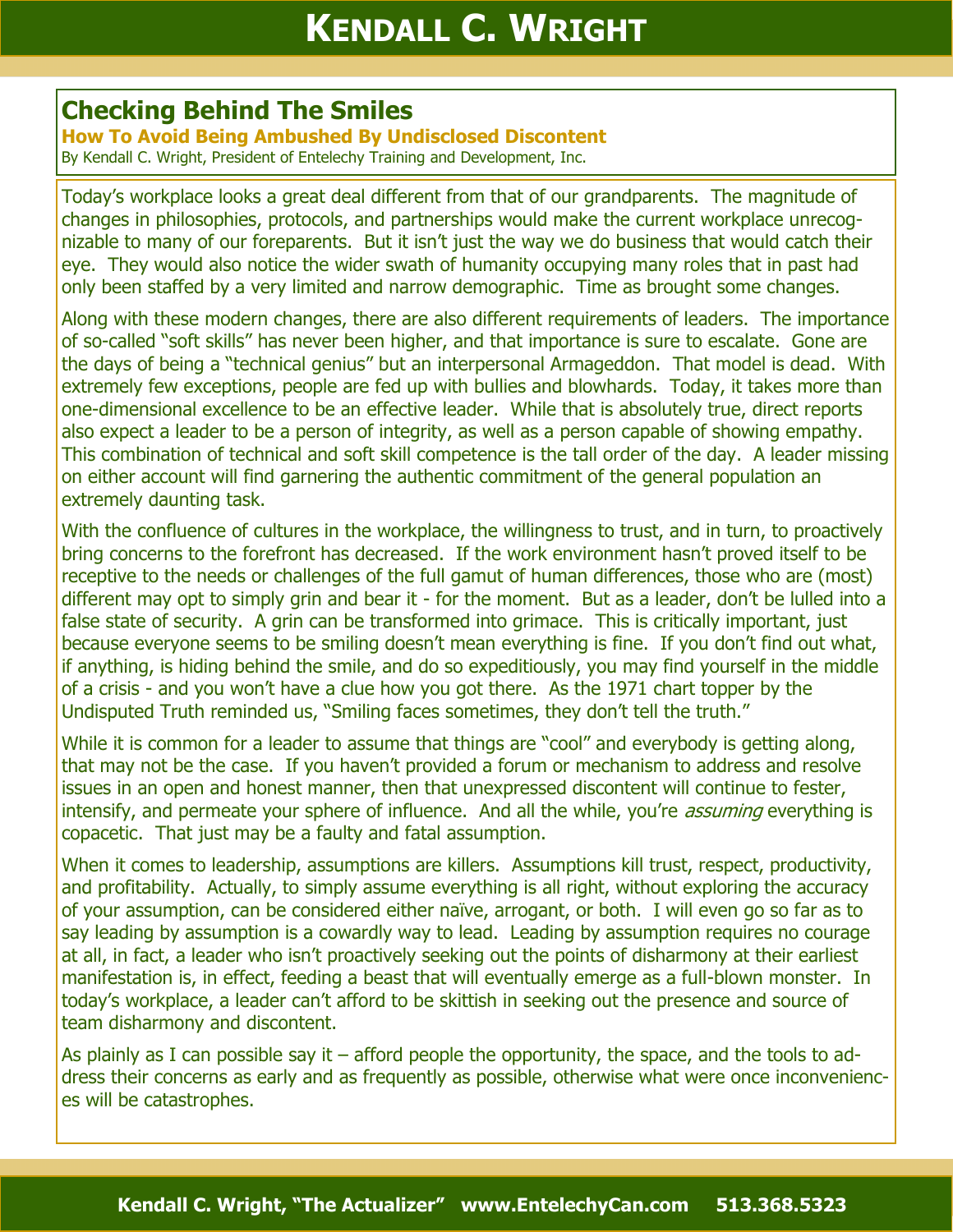# KENDALL C. WRIGHT

## Checking Behind The Smiles

### How To Avoid Being Ambushed By Undisclosed Discontent

By Kendall C. Wright, President of Entelechy Training and Development, Inc.

Today's workplace looks a great deal different from that of our grandparents. The magnitude of changes in philosophies, protocols, and partnerships would make the current workplace unrecognizable to many of our foreparents. But it isn't just the way we do business that would catch their eye. They would also notice the wider swath of humanity occupying many roles that in past had only been staffed by a very limited and narrow demographic. Time as brought some changes.

Along with these modern changes, there are also different requirements of leaders. The importance of so-called "soft skills" has never been higher, and that importance is sure to escalate. Gone are the days of being a "technical genius" but an interpersonal Armageddon. That model is dead. With extremely few exceptions, people are fed up with bullies and blowhards. Today, it takes more than one-dimensional excellence to be an effective leader. While that is absolutely true, direct reports also expect a leader to be a person of integrity, as well as a person capable of showing empathy. This combination of technical and soft skill competence is the tall order of the day. A leader missing on either account will find garnering the authentic commitment of the general population an extremely daunting task.

With the confluence of cultures in the workplace, the willingness to trust, and in turn, to proactively bring concerns to the forefront has decreased. If the work environment hasn't proved itself to be receptive to the needs or challenges of the full gamut of human differences, those who are (most) different may opt to simply grin and bear it - for the moment. But as a leader, don't be lulled into a false state of security. A grin can be transformed into grimace. This is critically important, just because everyone seems to be smiling doesn't mean everything is fine. If you don't find out what, if anything, is hiding behind the smile, and do so expeditiously, you may find yourself in the middle of a crisis - and you won't have a clue how you got there. As the 1971 chart topper by the Undisputed Truth reminded us, "Smiling faces sometimes, they don't tell the truth."

While it is common for a leader to assume that things are "cool" and everybody is getting along, that may not be the case. If you haven't provided a forum or mechanism to address and resolve issues in an open and honest manner, then that unexpressed discontent will continue to fester, intensify, and permeate your sphere of influence. And all the while, you're *assuming* everything is copacetic. That just may be a faulty and fatal assumption.

When it comes to leadership, assumptions are killers. Assumptions kill trust, respect, productivity, and profitability. Actually, to simply assume everything is all right, without exploring the accuracy of your assumption, can be considered either naïve, arrogant, or both. I will even go so far as to say leading by assumption is a cowardly way to lead. Leading by assumption requires no courage at all, in fact, a leader who isn't proactively seeking out the points of disharmony at their earliest manifestation is, in effect, feeding a beast that will eventually emerge as a full-blown monster. In today's workplace, a leader can't afford to be skittish in seeking out the presence and source of team disharmony and discontent.

As plainly as I can possible say it – afford people the opportunity, the space, and the tools to address their concerns as early and as frequently as possible, otherwise what were once inconveniences will be catastrophes.

**Kendall C. Wright, "The Actualizer" www.EntelechyCan.com 513.368.5323**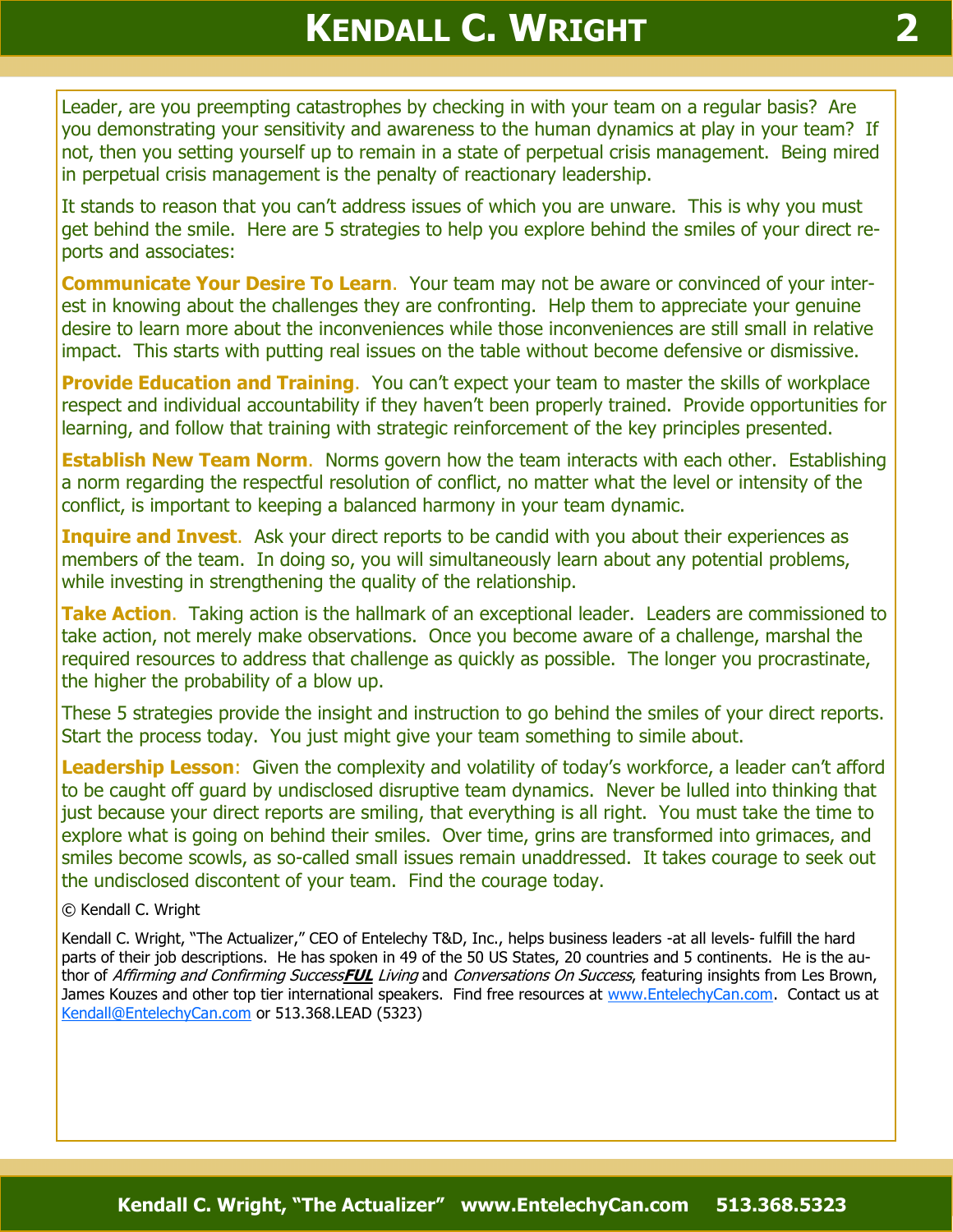Leader, are you preempting catastrophes by checking in with your team on a regular basis? Are you demonstrating your sensitivity and awareness to the human dynamics at play in your team? If not, then you setting yourself up to remain in a state of perpetual crisis management. Being mired in perpetual crisis management is the penalty of reactionary leadership.

It stands to reason that you can't address issues of which you are unware. This is why you must get behind the smile. Here are 5 strategies to help you explore behind the smiles of your direct reports and associates:

**Communicate Your Desire To Learn**. Your team may not be aware or convinced of your interest in knowing about the challenges they are confronting. Help them to appreciate your genuine desire to learn more about the inconveniences while those inconveniences are still small in relative impact. This starts with putting real issues on the table without become defensive or dismissive.

**Provide Education and Training**. You can't expect your team to master the skills of workplace respect and individual accountability if they haven't been properly trained. Provide opportunities for learning, and follow that training with strategic reinforcement of the key principles presented.

**Establish New Team Norm**. Norms govern how the team interacts with each other. Establishing a norm regarding the respectful resolution of conflict, no matter what the level or intensity of the conflict, is important to keeping a balanced harmony in your team dynamic.

**Inquire and Invest**. Ask your direct reports to be candid with you about their experiences as members of the team. In doing so, you will simultaneously learn about any potential problems, while investing in strengthening the quality of the relationship.

**Take Action**. Taking action is the hallmark of an exceptional leader. Leaders are commissioned to take action, not merely make observations. Once you become aware of a challenge, marshal the required resources to address that challenge as quickly as possible. The longer you procrastinate, the higher the probability of a blow up.

These 5 strategies provide the insight and instruction to go behind the smiles of your direct reports. Start the process today. You just might give your team something to simile about.

**Leadership Lesson**: Given the complexity and volatility of today's workforce, a leader can't afford to be caught off guard by undisclosed disruptive team dynamics. Never be lulled into thinking that just because your direct reports are smiling, that everything is all right. You must take the time to explore what is going on behind their smiles. Over time, grins are transformed into grimaces, and smiles become scowls, as so-called small issues remain unaddressed. It takes courage to seek out the undisclosed discontent of your team. Find the courage today.

© Kendall C. Wright

Kendall C. Wright, "The Actualizer," CEO of Entelechy T&D, Inc., helps business leaders -at all levels- fulfill the hard parts of their job descriptions. He has spoken in 49 of the 50 US States, 20 countries and 5 continents. He is the author of *Affirming and Confirming Success**FUL** Living* and *Conversations On Success*, featuring insights from Les Brown, James Kouzes and other top tier international speakers. Find free resources at www.EntelechyCan.com. Contact us at Kendall@EntelechyCan.com or 513.368.LEAD (5323)

**Kendall C. Wright, "The Actualizer" www.EntelechyCan.com 513.368.5323**